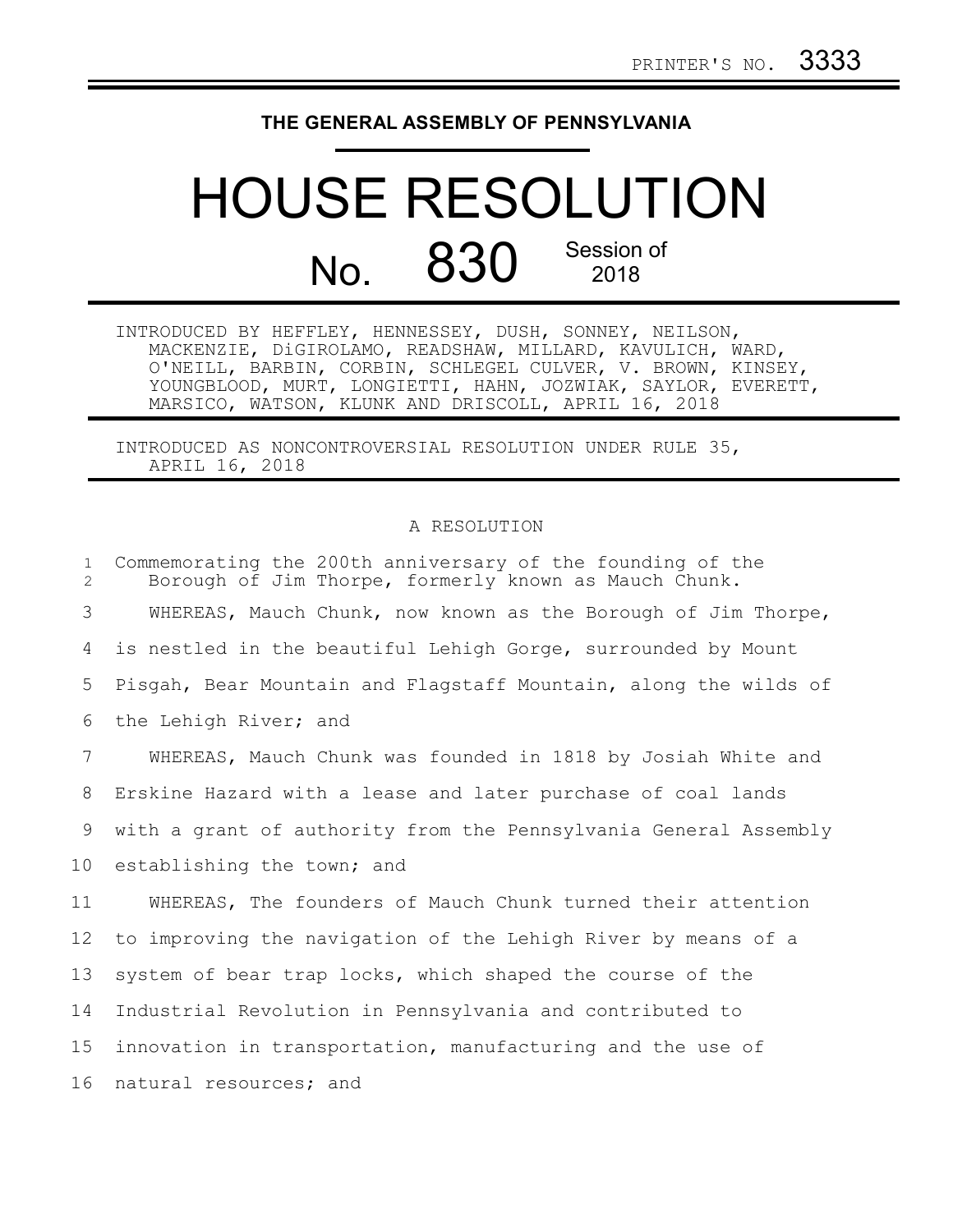PRINTER'S NO. 3333

**THE GENERAL ASSEMBLY OF PENNSYLVANIA**

# HOUSE RESOLUTION

## No. 830 Session of 2018

INTRODUCED BY HEFFLEY, HENNESSEY, DUSH, SONNEY, NEILSON, MACKENZIE, DiGIROLAMO, READSHAW, MILLARD, KAVULICH, WARD, O'NEILL, BARBIN, CORBIN, SCHLEGEL CULVER, V. BROWN, KINSEY, YOUNGBLOOD, MURT, LONGIETTI, HAHN, JOZWIAK, SAYLOR, EVERETT, MARSICO, WATSON, KLUNK AND DRISCOLL, APRIL 16, 2018

INTRODUCED AS NONCONTROVERSIAL RESOLUTION UNDER RULE 35, APRIL 16, 2018

A RESOLUTION

1 Commemorating the 200th anniversary of the founding of the
2 Borough of Jim Thorpe, formerly known as Mauch Chunk.

3 WHEREAS, Mauch Chunk, now known as the Borough of Jim Thorpe,
4 is nestled in the beautiful Lehigh Gorge, surrounded by Mount
5 Pisgah, Bear Mountain and Flagstaff Mountain, along the wilds of
6 the Lehigh River; and

7 WHEREAS, Mauch Chunk was founded in 1818 by Josiah White and
8 Erskine Hazard with a lease and later purchase of coal lands
9 with a grant of authority from the Pennsylvania General Assembly
10 establishing the town; and

11 WHEREAS, The founders of Mauch Chunk turned their attention
12 to improving the navigation of the Lehigh River by means of a
13 system of bear trap locks, which shaped the course of the
14 Industrial Revolution in Pennsylvania and contributed to
15 innovation in transportation, manufacturing and the use of
16 natural resources; and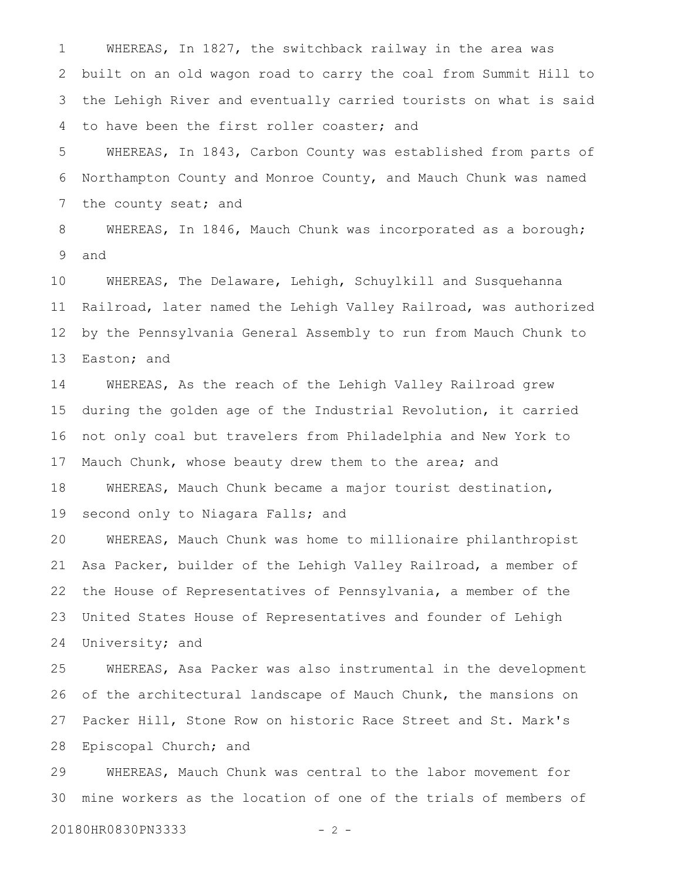WHEREAS, In 1827, the switchback railway in the area was built on an old wagon road to carry the coal from Summit Hill to the Lehigh River and eventually carried tourists on what is said to have been the first roller coaster; and

WHEREAS, In 1843, Carbon County was established from parts of Northampton County and Monroe County, and Mauch Chunk was named the county seat; and

WHEREAS, In 1846, Mauch Chunk was incorporated as a borough; and

WHEREAS, The Delaware, Lehigh, Schuylkill and Susquehanna Railroad, later named the Lehigh Valley Railroad, was authorized by the Pennsylvania General Assembly to run from Mauch Chunk to Easton; and

WHEREAS, As the reach of the Lehigh Valley Railroad grew during the golden age of the Industrial Revolution, it carried not only coal but travelers from Philadelphia and New York to Mauch Chunk, whose beauty drew them to the area; and

WHEREAS, Mauch Chunk became a major tourist destination, second only to Niagara Falls; and

WHEREAS, Mauch Chunk was home to millionaire philanthropist Asa Packer, builder of the Lehigh Valley Railroad, a member of the House of Representatives of Pennsylvania, a member of the United States House of Representatives and founder of Lehigh University; and

WHEREAS, Asa Packer was also instrumental in the development of the architectural landscape of Mauch Chunk, the mansions on Packer Hill, Stone Row on historic Race Street and St. Mark's Episcopal Church; and

WHEREAS, Mauch Chunk was central to the labor movement for mine workers as the location of one of the trials of members of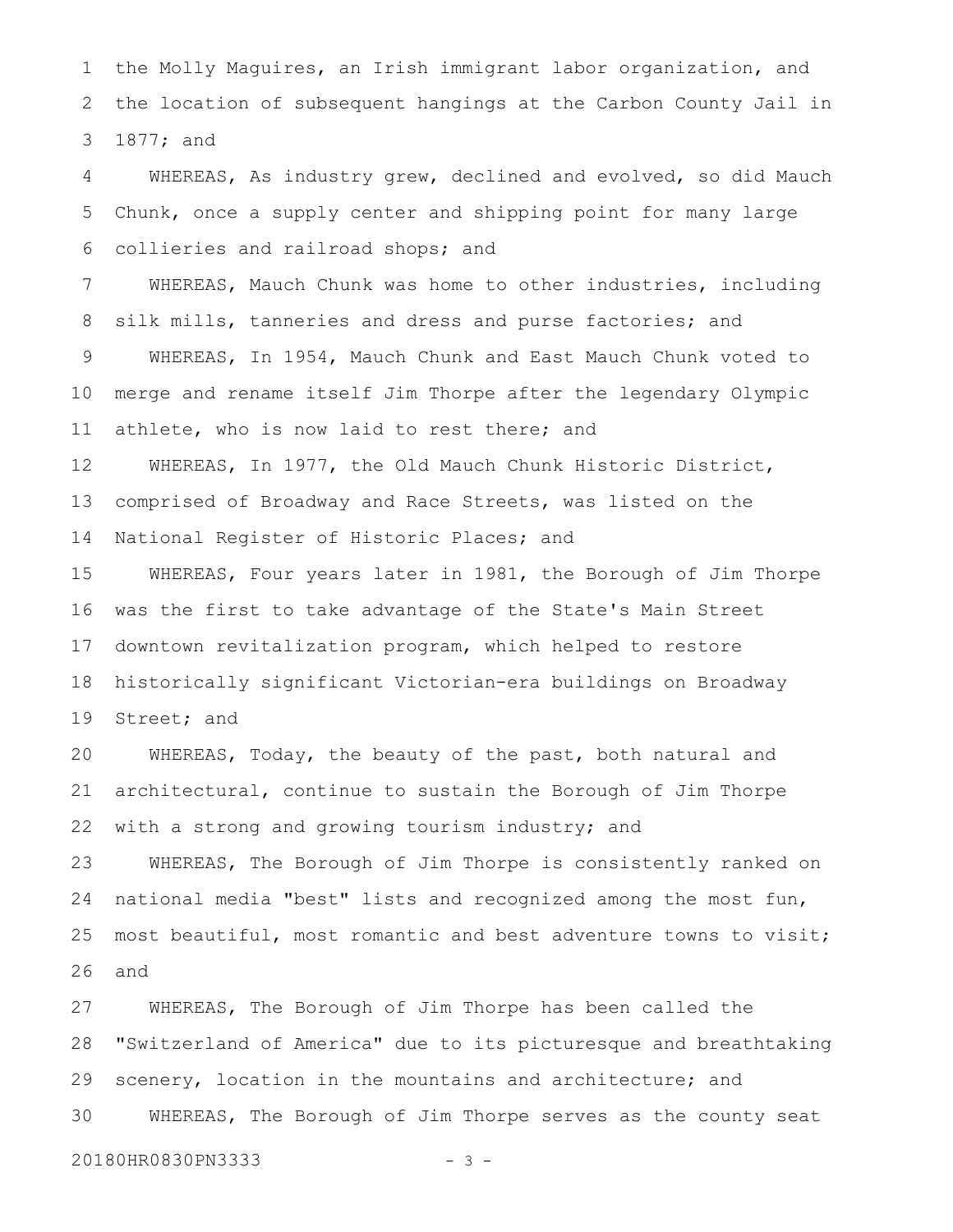the Molly Maguires, an Irish immigrant labor organization, and the location of subsequent hangings at the Carbon County Jail in 1877; and

WHEREAS, As industry grew, declined and evolved, so did Mauch Chunk, once a supply center and shipping point for many large collieries and railroad shops; and

WHEREAS, Mauch Chunk was home to other industries, including silk mills, tanneries and dress and purse factories; and

WHEREAS, In 1954, Mauch Chunk and East Mauch Chunk voted to merge and rename itself Jim Thorpe after the legendary Olympic athlete, who is now laid to rest there; and

WHEREAS, In 1977, the Old Mauch Chunk Historic District, comprised of Broadway and Race Streets, was listed on the National Register of Historic Places; and

WHEREAS, Four years later in 1981, the Borough of Jim Thorpe was the first to take advantage of the State's Main Street downtown revitalization program, which helped to restore historically significant Victorian-era buildings on Broadway Street; and

WHEREAS, Today, the beauty of the past, both natural and architectural, continue to sustain the Borough of Jim Thorpe with a strong and growing tourism industry; and

WHEREAS, The Borough of Jim Thorpe is consistently ranked on national media "best" lists and recognized among the most fun, most beautiful, most romantic and best adventure towns to visit; and

WHEREAS, The Borough of Jim Thorpe has been called the "Switzerland of America" due to its picturesque and breathtaking scenery, location in the mountains and architecture; and

WHEREAS, The Borough of Jim Thorpe serves as the county seat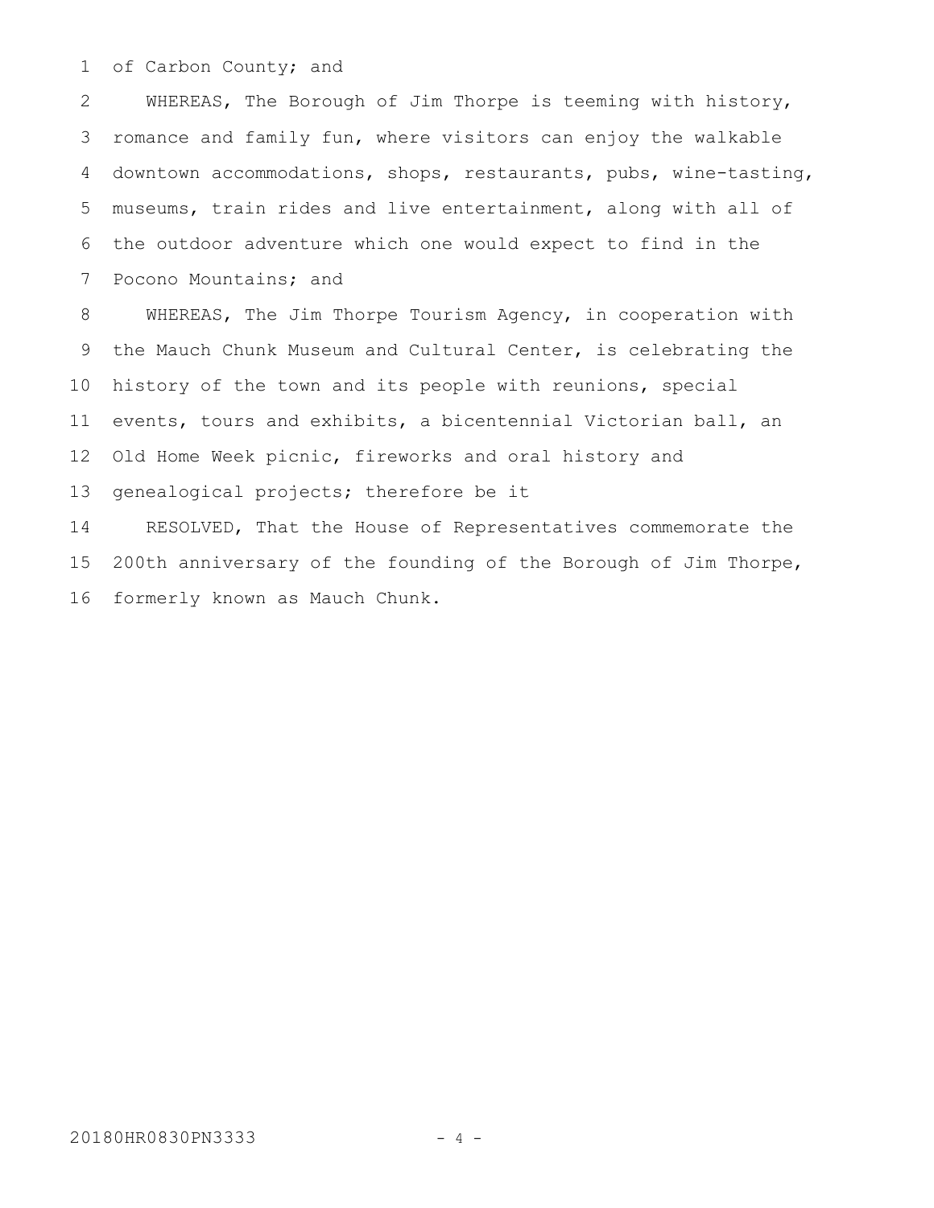of Carbon County; and

WHEREAS, The Borough of Jim Thorpe is teeming with history, romance and family fun, where visitors can enjoy the walkable downtown accommodations, shops, restaurants, pubs, wine-tasting, museums, train rides and live entertainment, along with all of the outdoor adventure which one would expect to find in the Pocono Mountains; and

WHEREAS, The Jim Thorpe Tourism Agency, in cooperation with the Mauch Chunk Museum and Cultural Center, is celebrating the history of the town and its people with reunions, special events, tours and exhibits, a bicentennial Victorian ball, an Old Home Week picnic, fireworks and oral history and genealogical projects; therefore be it

RESOLVED, That the House of Representatives commemorate the 200th anniversary of the founding of the Borough of Jim Thorpe, formerly known as Mauch Chunk.